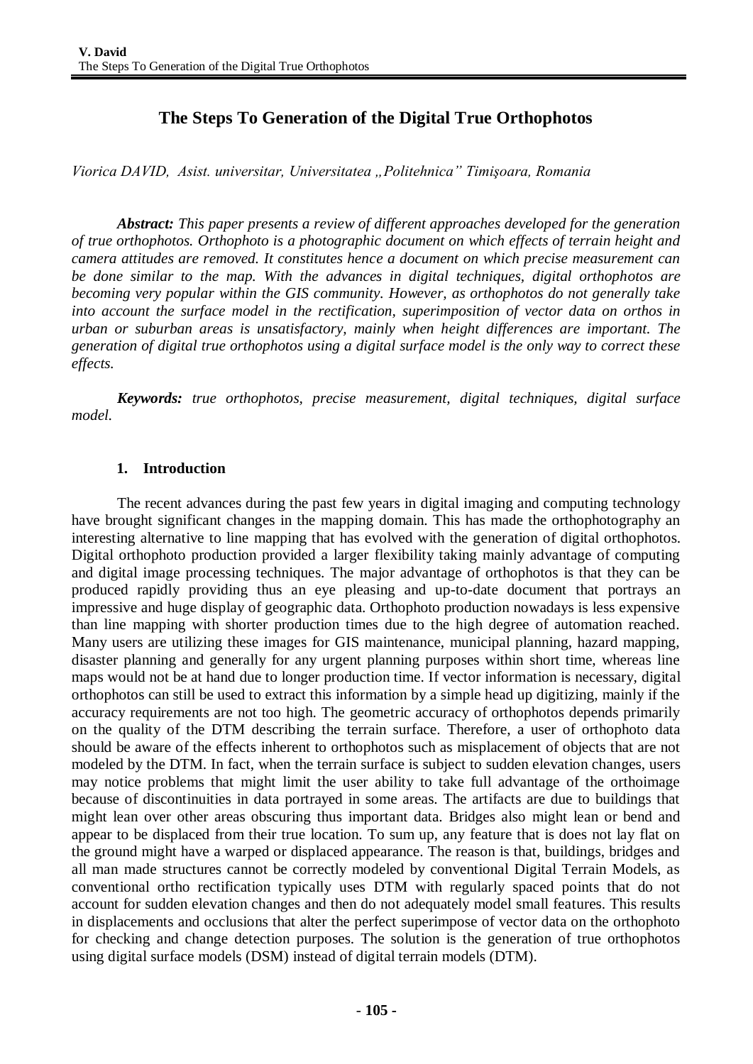# The Steps To Generation of the Digital True Orthophotos

*Viorica DAVID, Asist. universitar, Universitatea „Politehnica" Timişoara, Romania*

***Abstract:*** *This paper presents a review of different approaches developed for the generation of true orthophotos. Orthophoto is a photographic document on which effects of terrain height and camera attitudes are removed. It constitutes hence a document on which precise measurement can be done similar to the map. With the advances in digital techniques, digital orthophotos are becoming very popular within the GIS community. However, as orthophotos do not generally take into account the surface model in the rectification, superimposition of vector data on orthos in urban or suburban areas is unsatisfactory, mainly when height differences are important. The generation of digital true orthophotos using a digital surface model is the only way to correct these effects.*

***Keywords:*** *true orthophotos, precise measurement, digital techniques, digital surface model.*

## 1. Introduction

The recent advances during the past few years in digital imaging and computing technology have brought significant changes in the mapping domain. This has made the orthophotography an interesting alternative to line mapping that has evolved with the generation of digital orthophotos. Digital orthophoto production provided a larger flexibility taking mainly advantage of computing and digital image processing techniques. The major advantage of orthophotos is that they can be produced rapidly providing thus an eye pleasing and up-to-date document that portrays an impressive and huge display of geographic data. Orthophoto production nowadays is less expensive than line mapping with shorter production times due to the high degree of automation reached. Many users are utilizing these images for GIS maintenance, municipal planning, hazard mapping, disaster planning and generally for any urgent planning purposes within short time, whereas line maps would not be at hand due to longer production time. If vector information is necessary, digital orthophotos can still be used to extract this information by a simple head up digitizing, mainly if the accuracy requirements are not too high. The geometric accuracy of orthophotos depends primarily on the quality of the DTM describing the terrain surface. Therefore, a user of orthophoto data should be aware of the effects inherent to orthophotos such as misplacement of objects that are not modeled by the DTM. In fact, when the terrain surface is subject to sudden elevation changes, users may notice problems that might limit the user ability to take full advantage of the orthoimage because of discontinuities in data portrayed in some areas. The artifacts are due to buildings that might lean over other areas obscuring thus important data. Bridges also might lean or bend and appear to be displaced from their true location. To sum up, any feature that is does not lay flat on the ground might have a warped or displaced appearance. The reason is that, buildings, bridges and all man made structures cannot be correctly modeled by conventional Digital Terrain Models, as conventional ortho rectification typically uses DTM with regularly spaced points that do not account for sudden elevation changes and then do not adequately model small features. This results in displacements and occlusions that alter the perfect superimpose of vector data on the orthophoto for checking and change detection purposes. The solution is the generation of true orthophotos using digital surface models (DSM) instead of digital terrain models (DTM).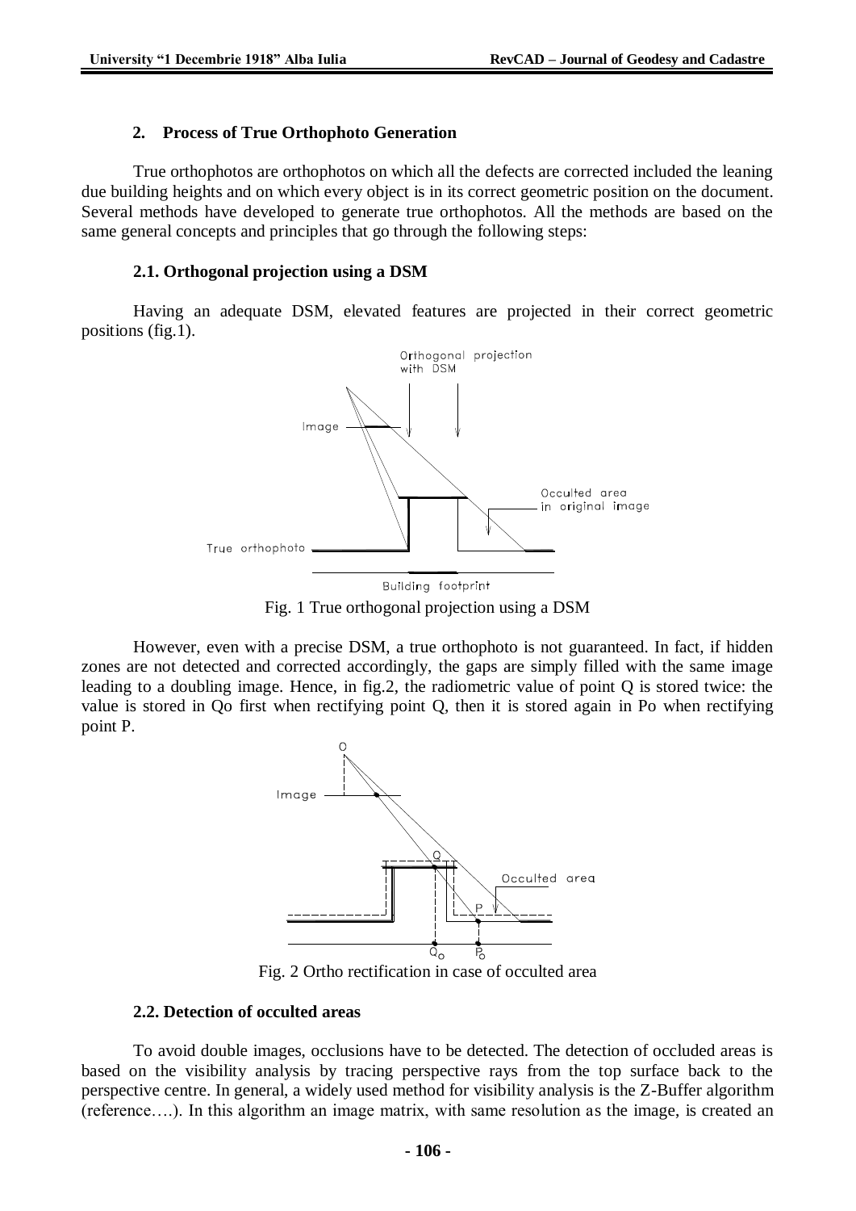## 2. Process of True Orthophoto Generation

True orthophotos are orthophotos on which all the defects are corrected included the leaning due building heights and on which every object is in its correct geometric position on the document. Several methods have developed to generate true orthophotos. All the methods are based on the same general concepts and principles that go through the following steps:

### 2.1. Orthogonal projection using a DSM

Having an adequate DSM, elevated features are projected in their correct geometric positions (fig.1).

Orthogonal projection with DSM

Image

Occulted area in original image

True orthophoto

Building footprint

Fig. 1 True orthogonal projection using a DSM

However, even with a precise DSM, a true orthophoto is not guaranteed. In fact, if hidden zones are not detected and corrected accordingly, the gaps are simply filled with the same image leading to a doubling image. Hence, in fig.2, the radiometric value of point Q is stored twice: the value is stored in Qo first when rectifying point Q, then it is stored again in Po when rectifying point P.

O

Image

Q

Occulted area

P

$Q_o$ $P_o$

Fig. 2 Ortho rectification in case of occulted area

### 2.2. Detection of occulted areas

To avoid double images, occlusions have to be detected. The detection of occluded areas is based on the visibility analysis by tracing perspective rays from the top surface back to the perspective centre. In general, a widely used method for visibility analysis is the Z-Buffer algorithm (reference….). In this algorithm an image matrix, with same resolution as the image, is created an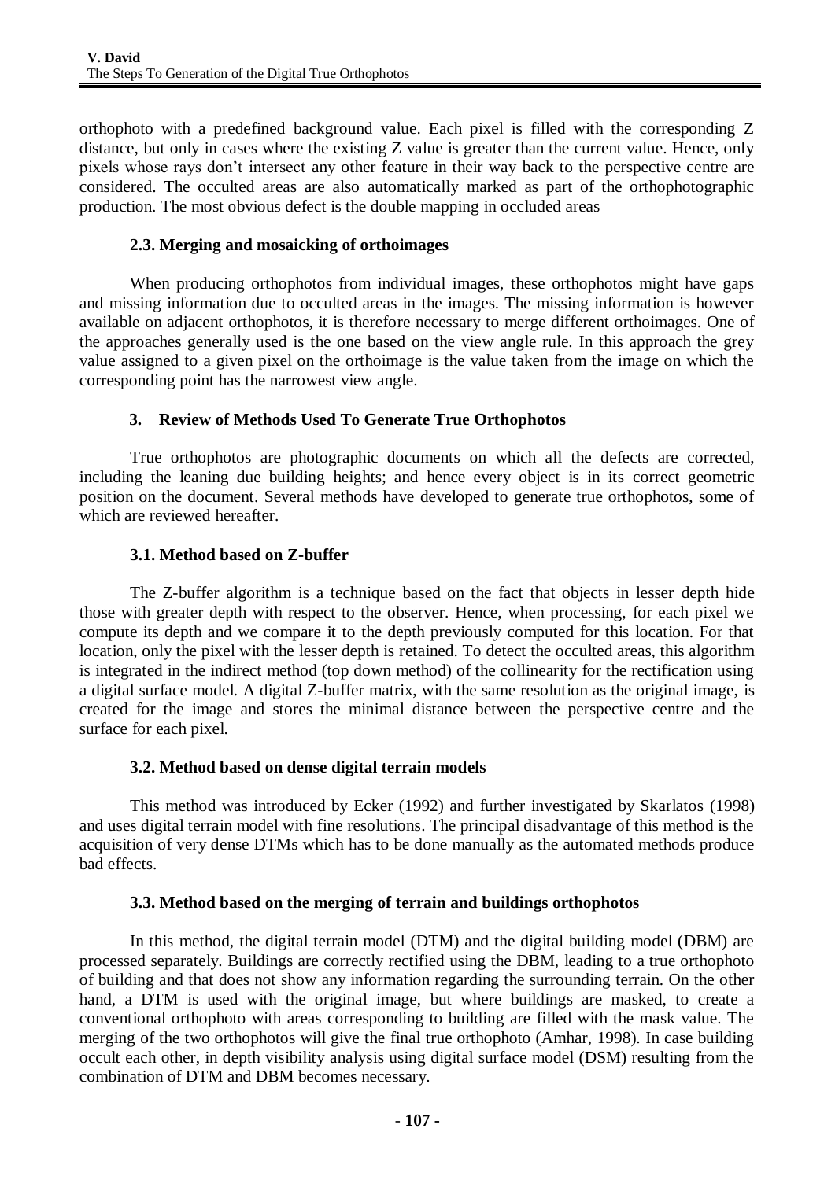orthophoto with a predefined background value. Each pixel is filled with the corresponding Z distance, but only in cases where the existing Z value is greater than the current value. Hence, only pixels whose rays don't intersect any other feature in their way back to the perspective centre are considered. The occulted areas are also automatically marked as part of the orthophotographic production. The most obvious defect is the double mapping in occluded areas

### 2.3. Merging and mosaicking of orthoimages

When producing orthophotos from individual images, these orthophotos might have gaps and missing information due to occulted areas in the images. The missing information is however available on adjacent orthophotos, it is therefore necessary to merge different orthoimages. One of the approaches generally used is the one based on the view angle rule. In this approach the grey value assigned to a given pixel on the orthoimage is the value taken from the image on which the corresponding point has the narrowest view angle.

## 3. Review of Methods Used To Generate True Orthophotos

True orthophotos are photographic documents on which all the defects are corrected, including the leaning due building heights; and hence every object is in its correct geometric position on the document. Several methods have developed to generate true orthophotos, some of which are reviewed hereafter.

### 3.1. Method based on Z-buffer

The Z-buffer algorithm is a technique based on the fact that objects in lesser depth hide those with greater depth with respect to the observer. Hence, when processing, for each pixel we compute its depth and we compare it to the depth previously computed for this location. For that location, only the pixel with the lesser depth is retained. To detect the occulted areas, this algorithm is integrated in the indirect method (top down method) of the collinearity for the rectification using a digital surface model. A digital Z-buffer matrix, with the same resolution as the original image, is created for the image and stores the minimal distance between the perspective centre and the surface for each pixel.

### 3.2. Method based on dense digital terrain models

This method was introduced by Ecker (1992) and further investigated by Skarlatos (1998) and uses digital terrain model with fine resolutions. The principal disadvantage of this method is the acquisition of very dense DTMs which has to be done manually as the automated methods produce bad effects.

### 3.3. Method based on the merging of terrain and buildings orthophotos

In this method, the digital terrain model (DTM) and the digital building model (DBM) are processed separately. Buildings are correctly rectified using the DBM, leading to a true orthophoto of building and that does not show any information regarding the surrounding terrain. On the other hand, a DTM is used with the original image, but where buildings are masked, to create a conventional orthophoto with areas corresponding to building are filled with the mask value. The merging of the two orthophotos will give the final true orthophoto (Amhar, 1998). In case building occult each other, in depth visibility analysis using digital surface model (DSM) resulting from the combination of DTM and DBM becomes necessary.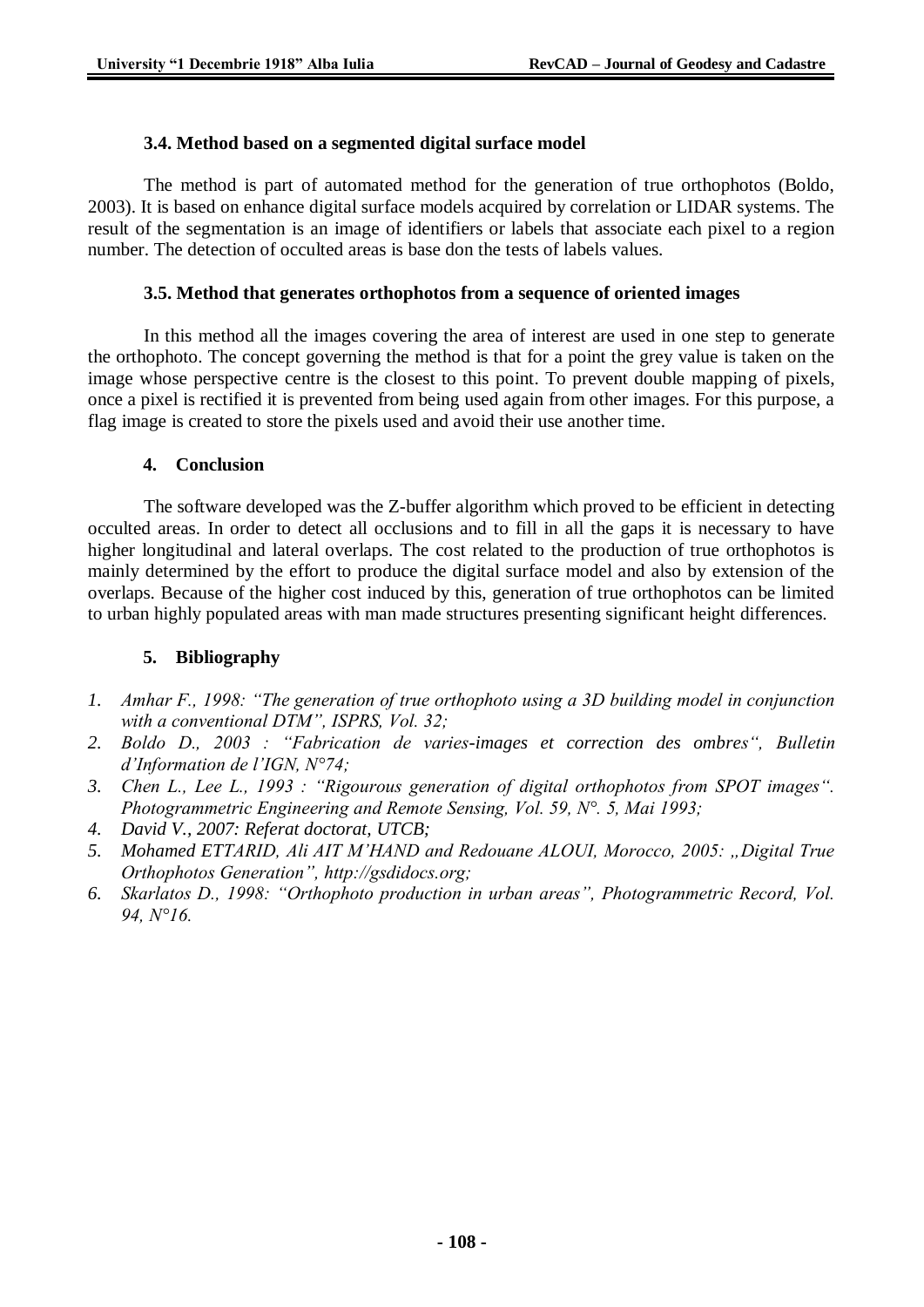### 3.4. Method based on a segmented digital surface model

The method is part of automated method for the generation of true orthophotos (Boldo, 2003). It is based on enhance digital surface models acquired by correlation or LIDAR systems. The result of the segmentation is an image of identifiers or labels that associate each pixel to a region number. The detection of occulted areas is base don the tests of labels values.

### 3.5. Method that generates orthophotos from a sequence of oriented images

In this method all the images covering the area of interest are used in one step to generate the orthophoto. The concept governing the method is that for a point the grey value is taken on the image whose perspective centre is the closest to this point. To prevent double mapping of pixels, once a pixel is rectified it is prevented from being used again from other images. For this purpose, a flag image is created to store the pixels used and avoid their use another time.

## 4. Conclusion

The software developed was the Z-buffer algorithm which proved to be efficient in detecting occulted areas. In order to detect all occlusions and to fill in all the gaps it is necessary to have higher longitudinal and lateral overlaps. The cost related to the production of true orthophotos is mainly determined by the effort to produce the digital surface model and also by extension of the overlaps. Because of the higher cost induced by this, generation of true orthophotos can be limited to urban highly populated areas with man made structures presenting significant height differences.

## 5. Bibliography

1. *Amhar F., 1998: "The generation of true orthophoto using a 3D building model in conjunction with a conventional DTM", ISPRS, Vol. 32;*
2. *Boldo D., 2003 : "Fabrication de varies-images et correction des ombres", Bulletin d'Information de l'IGN, N°74;*
3. *Chen L., Lee L., 1993 : "Rigourous generation of digital orthophotos from SPOT images". Photogrammetric Engineering and Remote Sensing, Vol. 59, N°. 5, Mai 1993;*
4. *David V., 2007: Referat doctorat, UTCB;*
5. *Mohamed ETTARID, Ali AIT M'HAND and Redouane ALOUI, Morocco, 2005: „Digital True Orthophotos Generation", http://gsdidocs.org;*
6. *Skarlatos D., 1998: "Orthophoto production in urban areas", Photogrammetric Record, Vol. 94, N°16.*